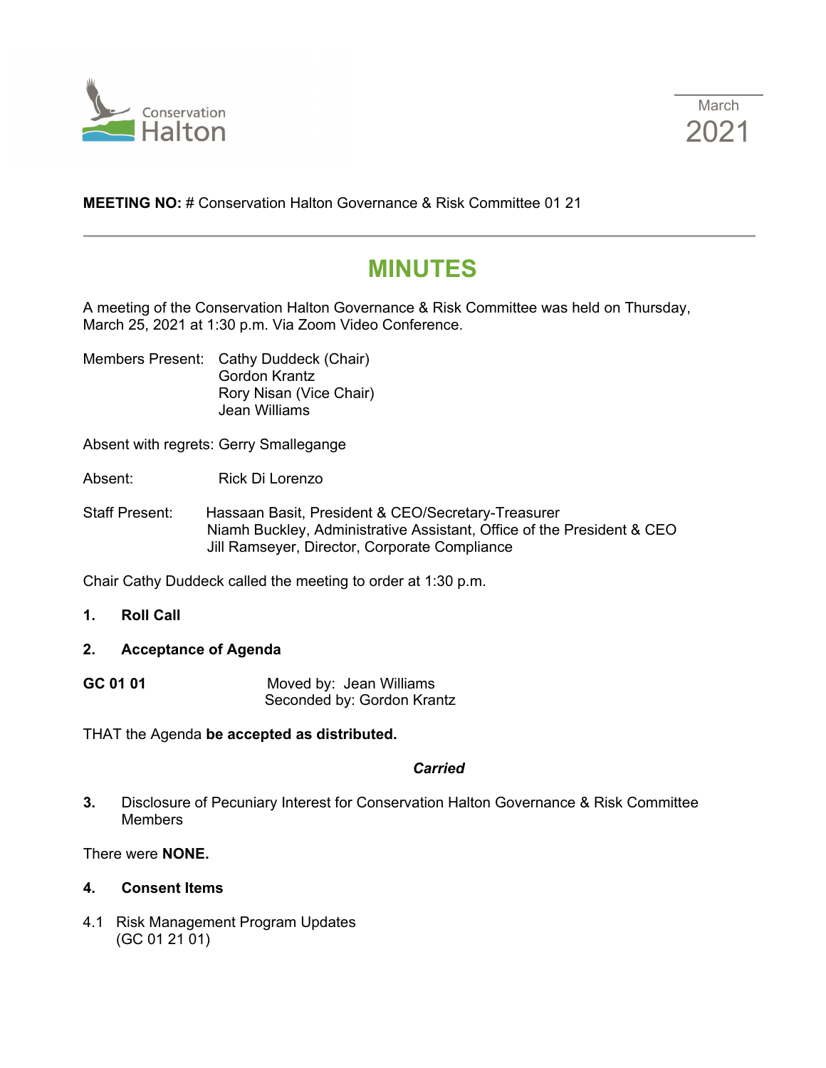Conservation Halton

March 2021

**MEETING NO:** # Conservation Halton Governance & Risk Committee 01 21

# MINUTES

A meeting of the Conservation Halton Governance & Risk Committee was held on Thursday, March 25, 2021 at 1:30 p.m. Via Zoom Video Conference.

Members Present: Cathy Duddeck (Chair)
Gordon Krantz
Rory Nisan (Vice Chair)
Jean Williams

Absent with regrets: Gerry Smallegange

Absent: Rick Di Lorenzo

Staff Present: Hassaan Basit, President & CEO/Secretary-Treasurer
Niamh Buckley, Administrative Assistant, Office of the President & CEO
Jill Ramseyer, Director, Corporate Compliance

Chair Cathy Duddeck called the meeting to order at 1:30 p.m.

**1. Roll Call**

**2. Acceptance of Agenda**

**GC 01 01** Moved by: Jean Williams
Seconded by: Gordon Krantz

THAT the Agenda **be accepted as distributed.**

***Carried***

**3.** Disclosure of Pecuniary Interest for Conservation Halton Governance & Risk Committee Members

There were **NONE.**

**4. Consent Items**

4.1 Risk Management Program Updates
(GC 01 21 01)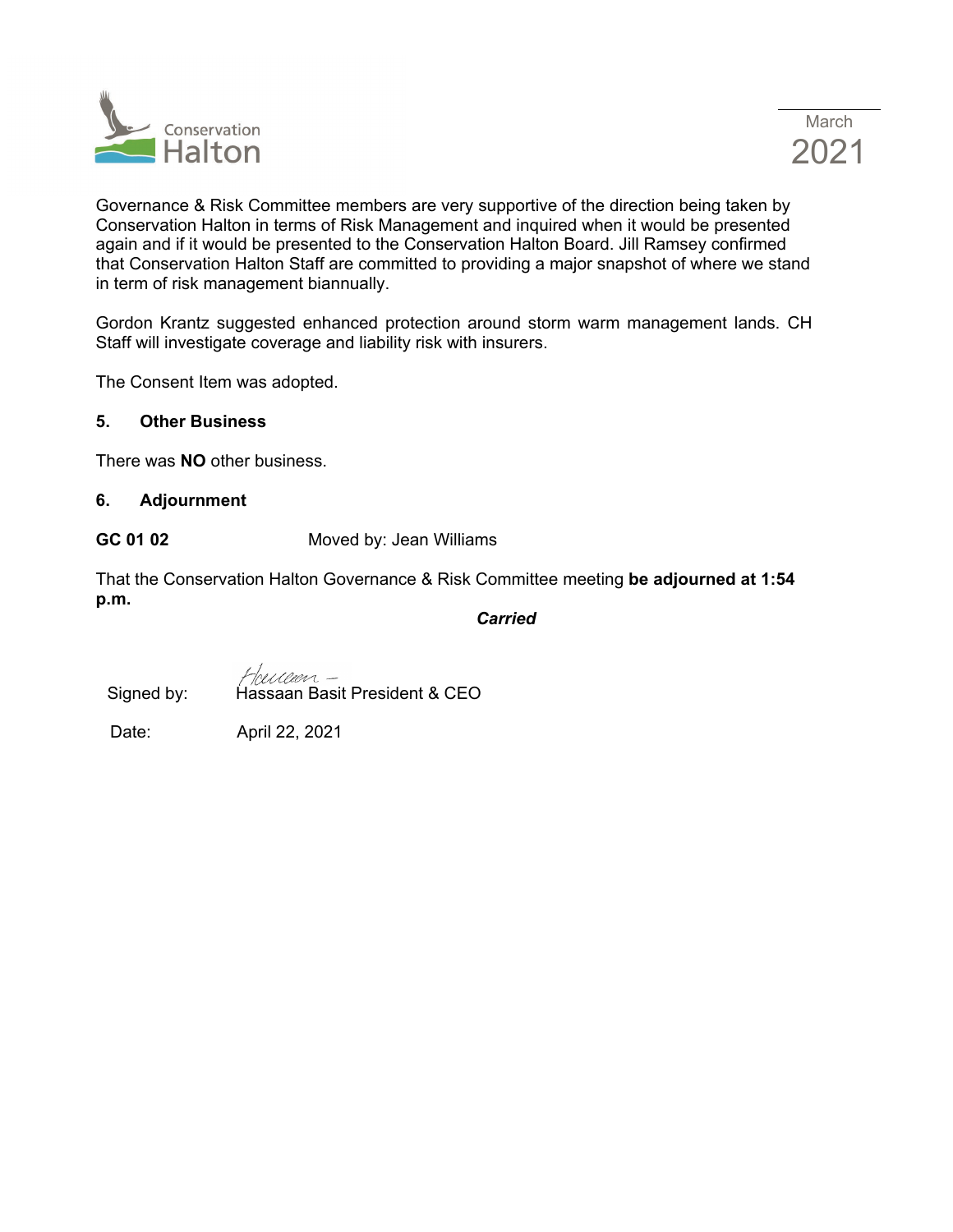Governance & Risk Committee members are very supportive of the direction being taken by Conservation Halton in terms of Risk Management and inquired when it would be presented again and if it would be presented to the Conservation Halton Board. Jill Ramsey confirmed that Conservation Halton Staff are committed to providing a major snapshot of where we stand in term of risk management biannually.

Gordon Krantz suggested enhanced protection around storm warm management lands. CH Staff will investigate coverage and liability risk with insurers.

The Consent Item was adopted.

## 5. Other Business

There was **NO** other business.

## 6. Adjournment

**GC 01 02** Moved by: Jean Williams

That the Conservation Halton Governance & Risk Committee meeting **be adjourned at 1:54 p.m.**

***Carried***

Signed by: Hassaan Basit President & CEO

Date: April 22, 2021